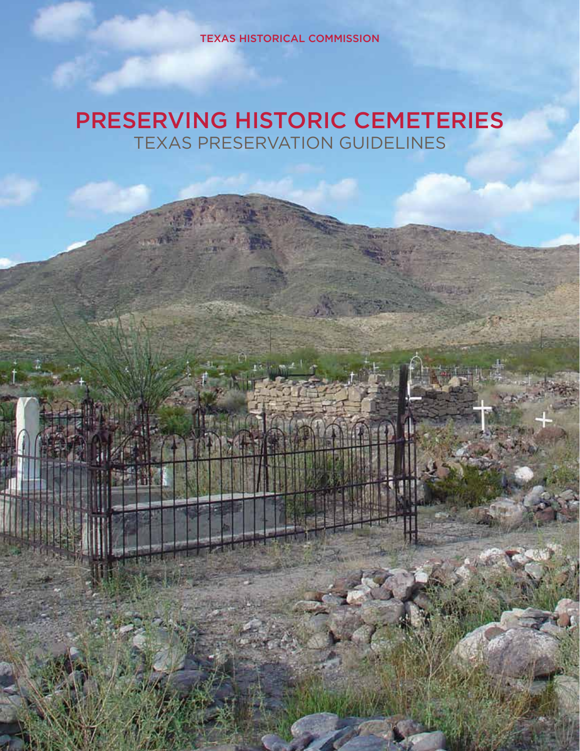TEXAS HISTORICAL COMMISSION

# PRESERVING HISTORIC CEMETERIES

## TEXAS PRESERVATION GUIDELINES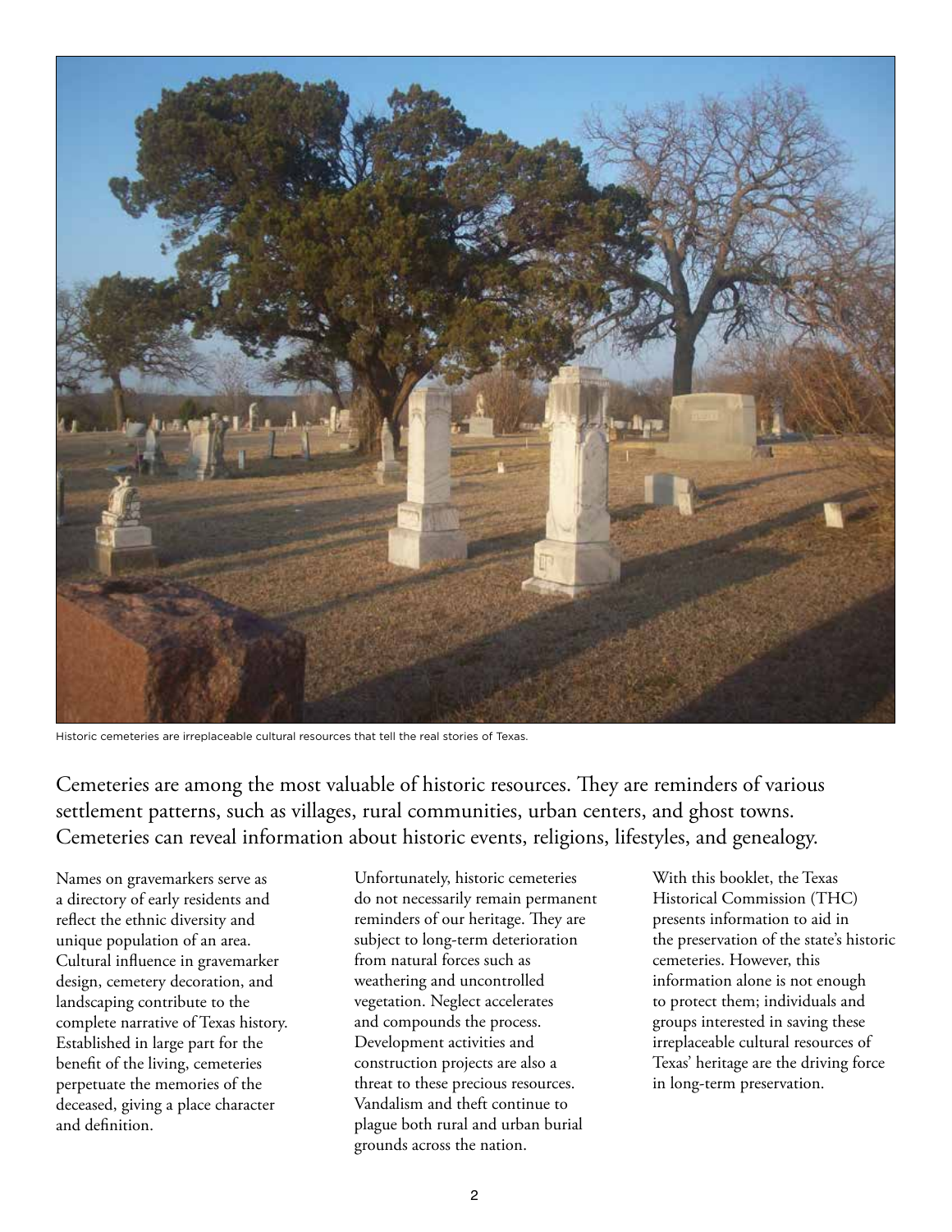Historic cemeteries are irreplaceable cultural resources that tell the real stories of Texas.

Cemeteries are among the most valuable of historic resources. They are reminders of various settlement patterns, such as villages, rural communities, urban centers, and ghost towns. Cemeteries can reveal information about historic events, religions, lifestyles, and genealogy.

Names on gravemarkers serve as a directory of early residents and reflect the ethnic diversity and unique population of an area. Cultural influence in gravemarker design, cemetery decoration, and landscaping contribute to the complete narrative of Texas history. Established in large part for the benefit of the living, cemeteries perpetuate the memories of the deceased, giving a place character and definition.

Unfortunately, historic cemeteries do not necessarily remain permanent reminders of our heritage. They are subject to long-term deterioration from natural forces such as weathering and uncontrolled vegetation. Neglect accelerates and compounds the process. Development activities and construction projects are also a threat to these precious resources. Vandalism and theft continue to plague both rural and urban burial grounds across the nation.

With this booklet, the Texas Historical Commission (THC) presents information to aid in the preservation of the state's historic cemeteries. However, this information alone is not enough to protect them; individuals and groups interested in saving these irreplaceable cultural resources of Texas' heritage are the driving force in long-term preservation.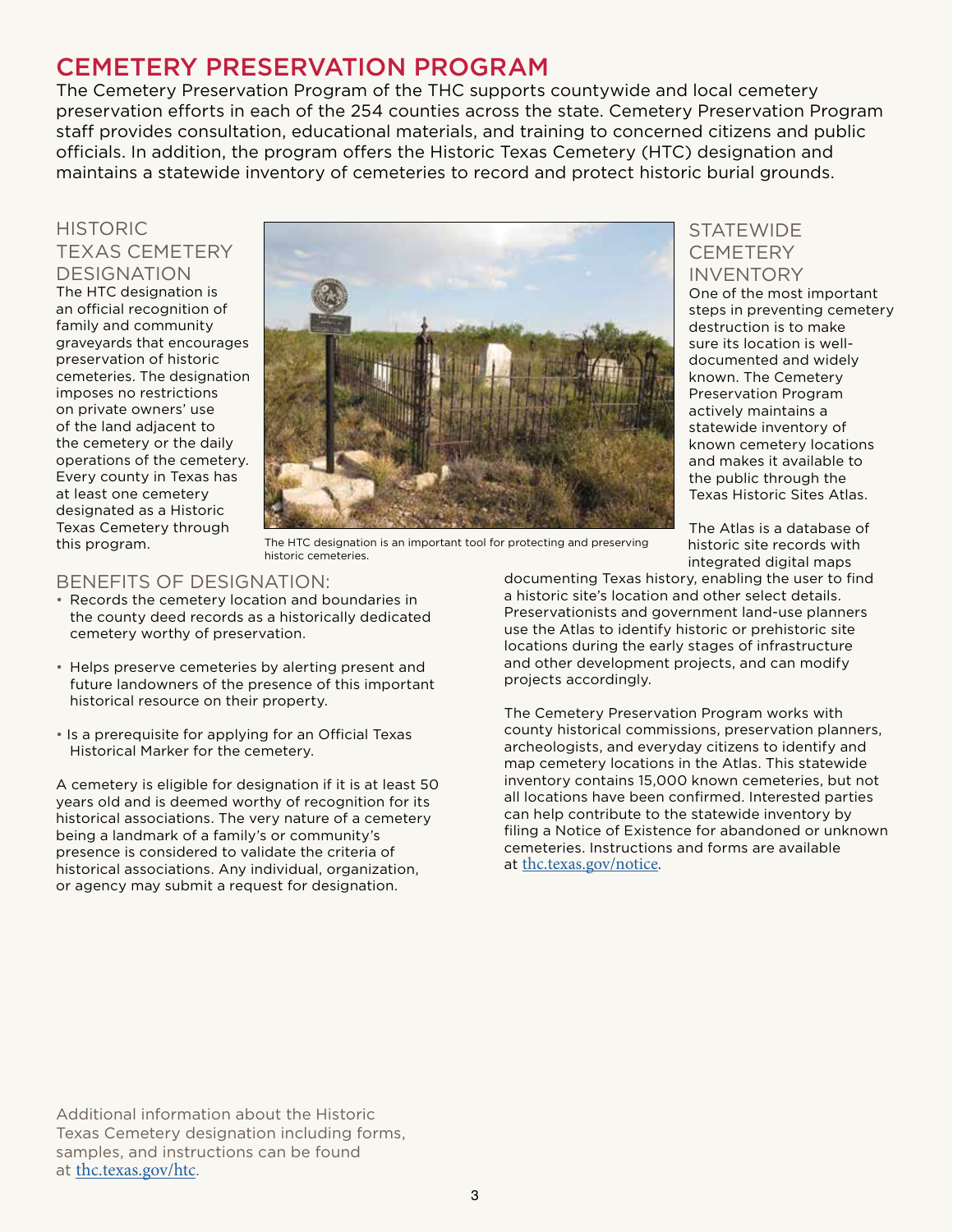# CEMETERY PRESERVATION PROGRAM

The Cemetery Preservation Program of the THC supports countywide and local cemetery preservation efforts in each of the 254 counties across the state. Cemetery Preservation Program staff provides consultation, educational materials, and training to concerned citizens and public officials. In addition, the program offers the Historic Texas Cemetery (HTC) designation and maintains a statewide inventory of cemeteries to record and protect historic burial grounds.

## HISTORIC TEXAS CEMETERY DESIGNATION

The HTC designation is an official recognition of family and community graveyards that encourages preservation of historic cemeteries. The designation imposes no restrictions on private owners' use of the land adjacent to the cemetery or the daily operations of the cemetery. Every county in Texas has at least one cemetery designated as a Historic Texas Cemetery through this program.

The HTC designation is an important tool for protecting and preserving historic cemeteries.

## BENEFITS OF DESIGNATION:

- Records the cemetery location and boundaries in the county deed records as a historically dedicated cemetery worthy of preservation.
- Helps preserve cemeteries by alerting present and future landowners of the presence of this important historical resource on their property.
- Is a prerequisite for applying for an Official Texas Historical Marker for the cemetery.

A cemetery is eligible for designation if it is at least 50 years old and is deemed worthy of recognition for its historical associations. The very nature of a cemetery being a landmark of a family's or community's presence is considered to validate the criteria of historical associations. Any individual, organization, or agency may submit a request for designation.

Additional information about the Historic Texas Cemetery designation including forms, samples, and instructions can be found at thc.texas.gov/htc.

## STATEWIDE CEMETERY INVENTORY

One of the most important steps in preventing cemetery destruction is to make sure its location is well-documented and widely known. The Cemetery Preservation Program actively maintains a statewide inventory of known cemetery locations and makes it available to the public through the Texas Historic Sites Atlas.

The Atlas is a database of historic site records with integrated digital maps documenting Texas history, enabling the user to find a historic site's location and other select details. Preservationists and government land-use planners use the Atlas to identify historic or prehistoric site locations during the early stages of infrastructure and other development projects, and can modify projects accordingly.

The Cemetery Preservation Program works with county historical commissions, preservation planners, archeologists, and everyday citizens to identify and map cemetery locations in the Atlas. This statewide inventory contains 15,000 known cemeteries, but not all locations have been confirmed. Interested parties can help contribute to the statewide inventory by filing a Notice of Existence for abandoned or unknown cemeteries. Instructions and forms are available at thc.texas.gov/notice.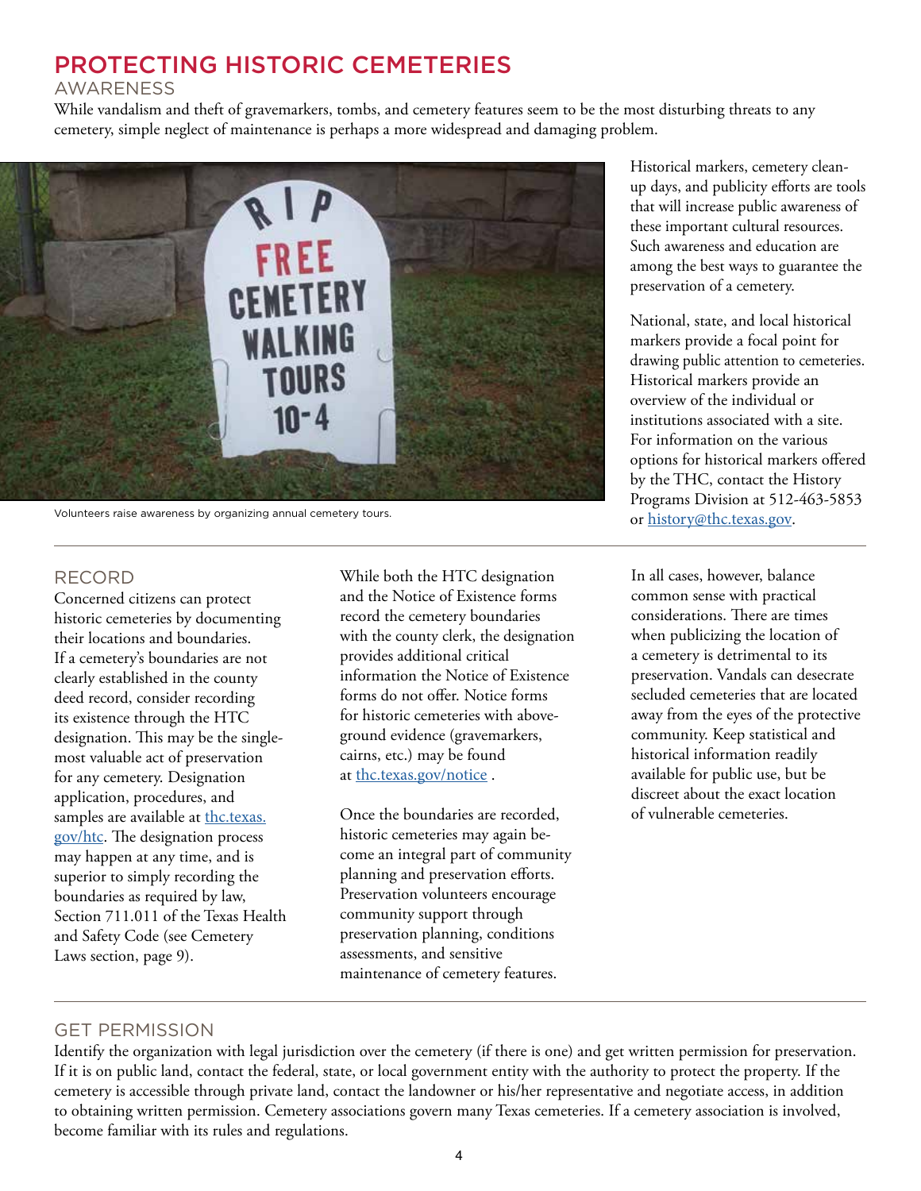# PROTECTING HISTORIC CEMETERIES

## AWARENESS

While vandalism and theft of gravemarkers, tombs, and cemetery features seem to be the most disturbing threats to any cemetery, simple neglect of maintenance is perhaps a more widespread and damaging problem.

Volunteers raise awareness by organizing annual cemetery tours.

Historical markers, cemetery clean-up days, and publicity efforts are tools that will increase public awareness of these important cultural resources. Such awareness and education are among the best ways to guarantee the preservation of a cemetery.

National, state, and local historical markers provide a focal point for drawing public attention to cemeteries. Historical markers provide an overview of the individual or institutions associated with a site. For information on the various options for historical markers offered by the THC, contact the History Programs Division at 512-463-5853 or history@thc.texas.gov.

## RECORD

Concerned citizens can protect historic cemeteries by documenting their locations and boundaries. If a cemetery's boundaries are not clearly established in the county deed record, consider recording its existence through the HTC designation. This may be the single-most valuable act of preservation for any cemetery. Designation application, procedures, and samples are available at thc.texas.gov/htc. The designation process may happen at any time, and is superior to simply recording the boundaries as required by law, Section 711.011 of the Texas Health and Safety Code (see Cemetery Laws section, page 9).

While both the HTC designation and the Notice of Existence forms record the cemetery boundaries with the county clerk, the designation provides additional critical information the Notice of Existence forms do not offer. Notice forms for historic cemeteries with above-ground evidence (gravemarkers, cairns, etc.) may be found at thc.texas.gov/notice .

Once the boundaries are recorded, historic cemeteries may again become an integral part of community planning and preservation efforts. Preservation volunteers encourage community support through preservation planning, conditions assessments, and sensitive maintenance of cemetery features.

In all cases, however, balance common sense with practical considerations. There are times when publicizing the location of a cemetery is detrimental to its preservation. Vandals can desecrate secluded cemeteries that are located away from the eyes of the protective community. Keep statistical and historical information readily available for public use, but be discreet about the exact location of vulnerable cemeteries.

## GET PERMISSION

Identify the organization with legal jurisdiction over the cemetery (if there is one) and get written permission for preservation. If it is on public land, contact the federal, state, or local government entity with the authority to protect the property. If the cemetery is accessible through private land, contact the landowner or his/her representative and negotiate access, in addition to obtaining written permission. Cemetery associations govern many Texas cemeteries. If a cemetery association is involved, become familiar with its rules and regulations.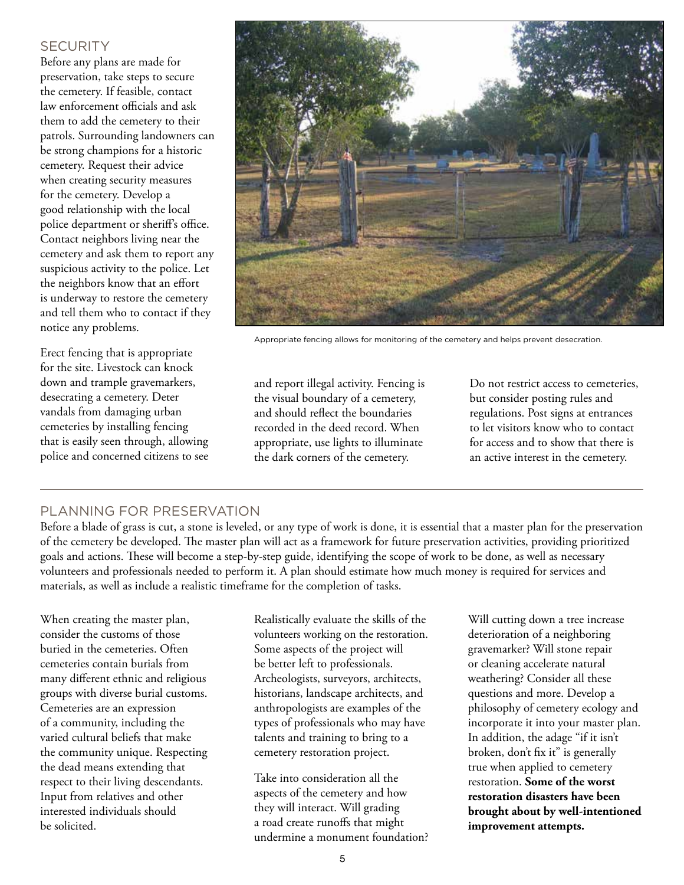## SECURITY

Before any plans are made for preservation, take steps to secure the cemetery. If feasible, contact law enforcement officials and ask them to add the cemetery to their patrols. Surrounding landowners can be strong champions for a historic cemetery. Request their advice when creating security measures for the cemetery. Develop a good relationship with the local police department or sheriff's office. Contact neighbors living near the cemetery and ask them to report any suspicious activity to the police. Let the neighbors know that an effort is underway to restore the cemetery and tell them who to contact if they notice any problems.

Erect fencing that is appropriate for the site. Livestock can knock down and trample gravemarkers, desecrating a cemetery. Deter vandals from damaging urban cemeteries by installing fencing that is easily seen through, allowing police and concerned citizens to see and report illegal activity. Fencing is the visual boundary of a cemetery, and should reflect the boundaries recorded in the deed record. When appropriate, use lights to illuminate the dark corners of the cemetery.

Do not restrict access to cemeteries, but consider posting rules and regulations. Post signs at entrances to let visitors know who to contact for access and to show that there is an active interest in the cemetery.

Appropriate fencing allows for monitoring of the cemetery and helps prevent desecration.

## PLANNING FOR PRESERVATION

Before a blade of grass is cut, a stone is leveled, or any type of work is done, it is essential that a master plan for the preservation of the cemetery be developed. The master plan will act as a framework for future preservation activities, providing prioritized goals and actions. These will become a step-by-step guide, identifying the scope of work to be done, as well as necessary volunteers and professionals needed to perform it. A plan should estimate how much money is required for services and materials, as well as include a realistic timeframe for the completion of tasks.

When creating the master plan, consider the customs of those buried in the cemeteries. Often cemeteries contain burials from many different ethnic and religious groups with diverse burial customs. Cemeteries are an expression of a community, including the varied cultural beliefs that make the community unique. Respecting the dead means extending that respect to their living descendants. Input from relatives and other interested individuals should be solicited.

Realistically evaluate the skills of the volunteers working on the restoration. Some aspects of the project will be better left to professionals. Archeologists, surveyors, architects, historians, landscape architects, and anthropologists are examples of the types of professionals who may have talents and training to bring to a cemetery restoration project.

Take into consideration all the aspects of the cemetery and how they will interact. Will grading a road create runoffs that might undermine a monument foundation? Will cutting down a tree increase deterioration of a neighboring gravemarker? Will stone repair or cleaning accelerate natural weathering? Consider all these questions and more. Develop a philosophy of cemetery ecology and incorporate it into your master plan. In addition, the adage "if it isn't broken, don't fix it" is generally true when applied to cemetery restoration. **Some of the worst restoration disasters have been brought about by well-intentioned improvement attempts.**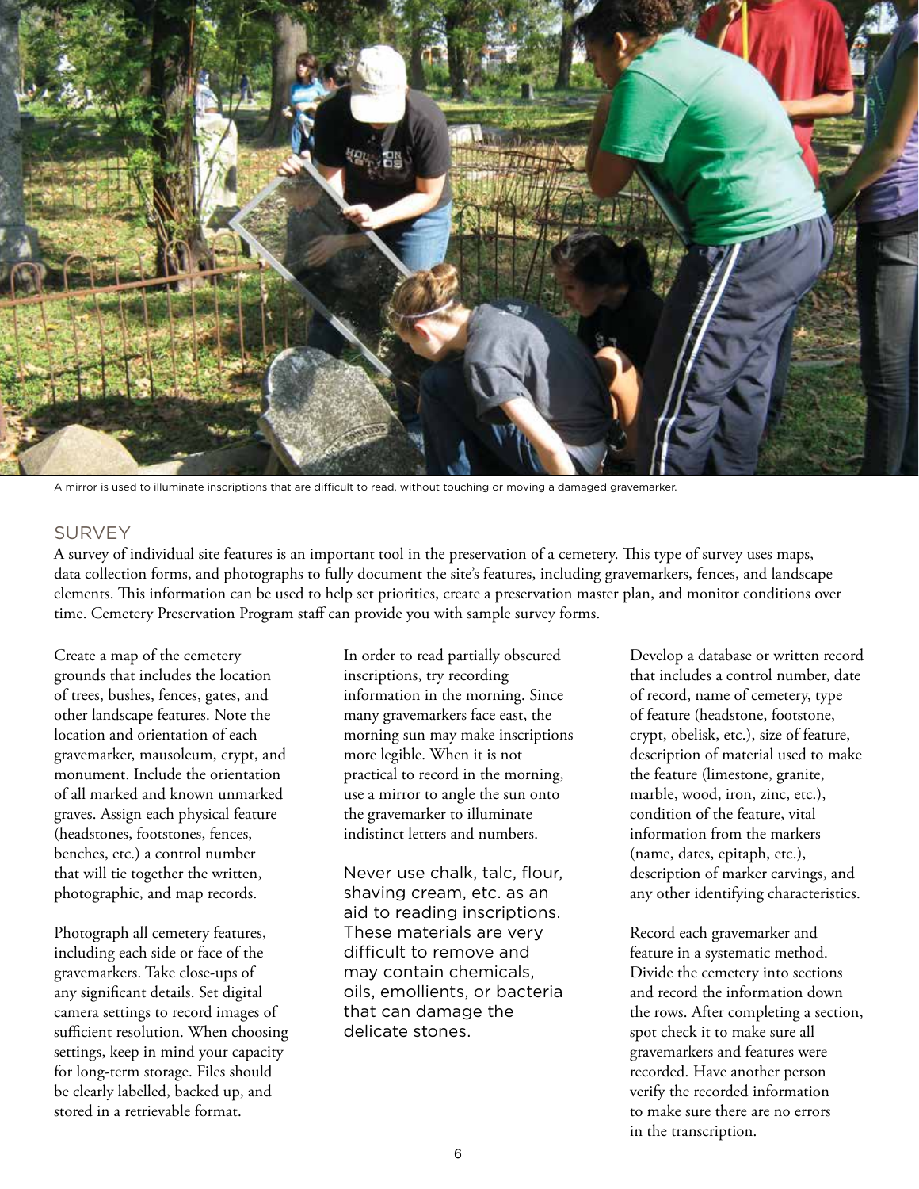A mirror is used to illuminate inscriptions that are difficult to read, without touching or moving a damaged gravemarker.

## SURVEY

A survey of individual site features is an important tool in the preservation of a cemetery. This type of survey uses maps, data collection forms, and photographs to fully document the site's features, including gravemarkers, fences, and landscape elements. This information can be used to help set priorities, create a preservation master plan, and monitor conditions over time. Cemetery Preservation Program staff can provide you with sample survey forms.

Create a map of the cemetery grounds that includes the location of trees, bushes, fences, gates, and other landscape features. Note the location and orientation of each gravemarker, mausoleum, crypt, and monument. Include the orientation of all marked and known unmarked graves. Assign each physical feature (headstones, footstones, fences, benches, etc.) a control number that will tie together the written, photographic, and map records.

Photograph all cemetery features, including each side or face of the gravemarkers. Take close-ups of any significant details. Set digital camera settings to record images of sufficient resolution. When choosing settings, keep in mind your capacity for long-term storage. Files should be clearly labelled, backed up, and stored in a retrievable format.

In order to read partially obscured inscriptions, try recording information in the morning. Since many gravemarkers face east, the morning sun may make inscriptions more legible. When it is not practical to record in the morning, use a mirror to angle the sun onto the gravemarker to illuminate indistinct letters and numbers.

Never use chalk, talc, flour, shaving cream, etc. as an aid to reading inscriptions. These materials are very difficult to remove and may contain chemicals, oils, emollients, or bacteria that can damage the delicate stones.

Develop a database or written record that includes a control number, date of record, name of cemetery, type of feature (headstone, footstone, crypt, obelisk, etc.), size of feature, description of material used to make the feature (limestone, granite, marble, wood, iron, zinc, etc.), condition of the feature, vital information from the markers (name, dates, epitaph, etc.), description of marker carvings, and any other identifying characteristics.

Record each gravemarker and feature in a systematic method. Divide the cemetery into sections and record the information down the rows. After completing a section, spot check it to make sure all gravemarkers and features were recorded. Have another person verify the recorded information to make sure there are no errors in the transcription.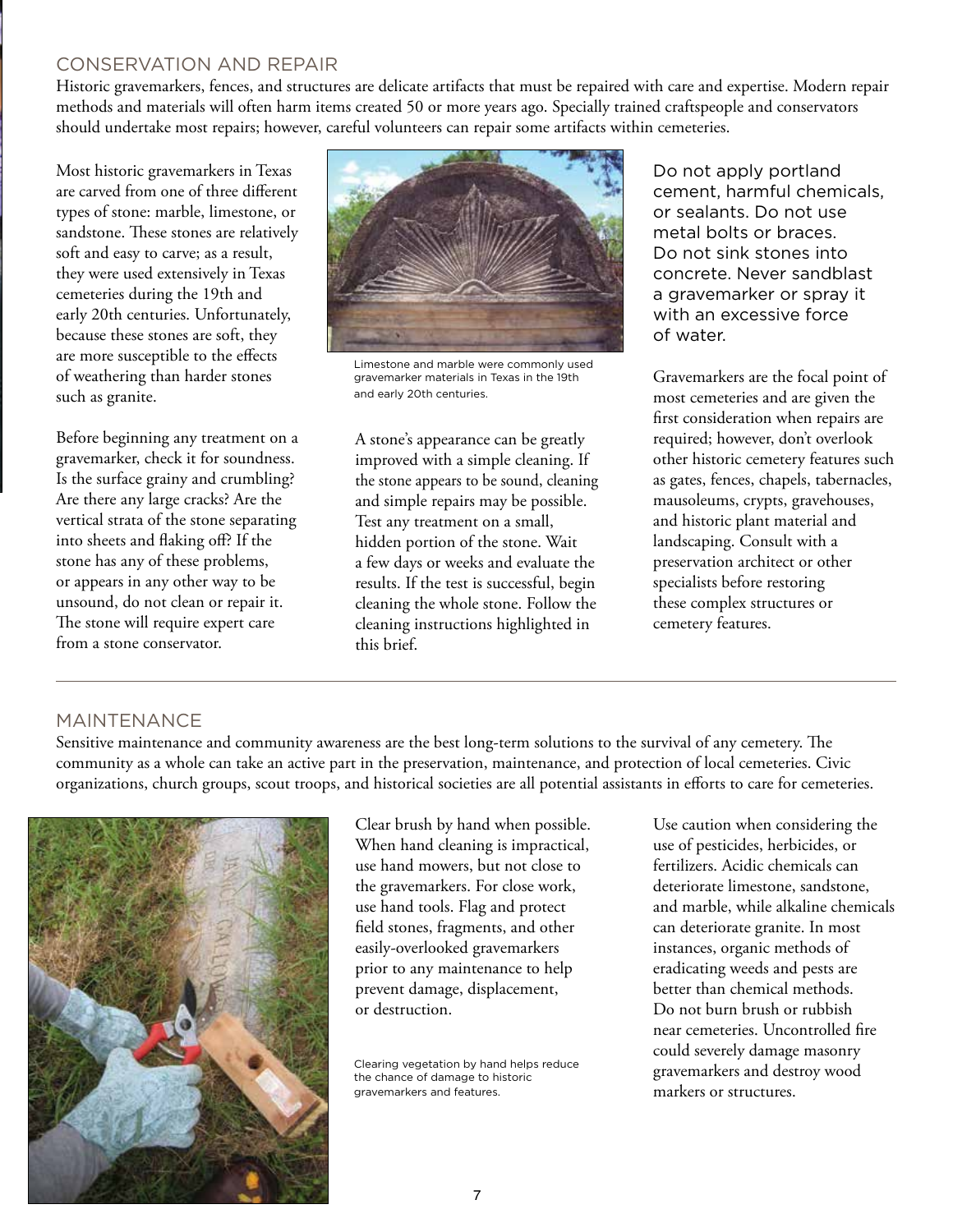## CONSERVATION AND REPAIR

Historic gravemarkers, fences, and structures are delicate artifacts that must be repaired with care and expertise. Modern repair methods and materials will often harm items created 50 or more years ago. Specially trained craftspeople and conservators should undertake most repairs; however, careful volunteers can repair some artifacts within cemeteries.

Most historic gravemarkers in Texas are carved from one of three different types of stone: marble, limestone, or sandstone. These stones are relatively soft and easy to carve; as a result, they were used extensively in Texas cemeteries during the 19th and early 20th centuries. Unfortunately, because these stones are soft, they are more susceptible to the effects of weathering than harder stones such as granite.

Before beginning any treatment on a gravemarker, check it for soundness. Is the surface grainy and crumbling? Are there any large cracks? Are the vertical strata of the stone separating into sheets and flaking off? If the stone has any of these problems, or appears in any other way to be unsound, do not clean or repair it. The stone will require expert care from a stone conservator.

Limestone and marble were commonly used gravemarker materials in Texas in the 19th and early 20th centuries.

A stone's appearance can be greatly improved with a simple cleaning. If the stone appears to be sound, cleaning and simple repairs may be possible. Test any treatment on a small, hidden portion of the stone. Wait a few days or weeks and evaluate the results. If the test is successful, begin cleaning the whole stone. Follow the cleaning instructions highlighted in this brief.

Do not apply portland cement, harmful chemicals, or sealants. Do not use metal bolts or braces. Do not sink stones into concrete. Never sandblast a gravemarker or spray it with an excessive force of water.

Gravemarkers are the focal point of most cemeteries and are given the first consideration when repairs are required; however, don't overlook other historic cemetery features such as gates, fences, chapels, tabernacles, mausoleums, crypts, gravehouses, and historic plant material and landscaping. Consult with a preservation architect or other specialists before restoring these complex structures or cemetery features.

## MAINTENANCE

Sensitive maintenance and community awareness are the best long-term solutions to the survival of any cemetery. The community as a whole can take an active part in the preservation, maintenance, and protection of local cemeteries. Civic organizations, church groups, scout troops, and historical societies are all potential assistants in efforts to care for cemeteries.

Clear brush by hand when possible. When hand cleaning is impractical, use hand mowers, but not close to the gravemarkers. For close work, use hand tools. Flag and protect field stones, fragments, and other easily-overlooked gravemarkers prior to any maintenance to help prevent damage, displacement, or destruction.

Clearing vegetation by hand helps reduce the chance of damage to historic gravemarkers and features.

Use caution when considering the use of pesticides, herbicides, or fertilizers. Acidic chemicals can deteriorate limestone, sandstone, and marble, while alkaline chemicals can deteriorate granite. In most instances, organic methods of eradicating weeds and pests are better than chemical methods. Do not burn brush or rubbish near cemeteries. Uncontrolled fire could severely damage masonry gravemarkers and destroy wood markers or structures.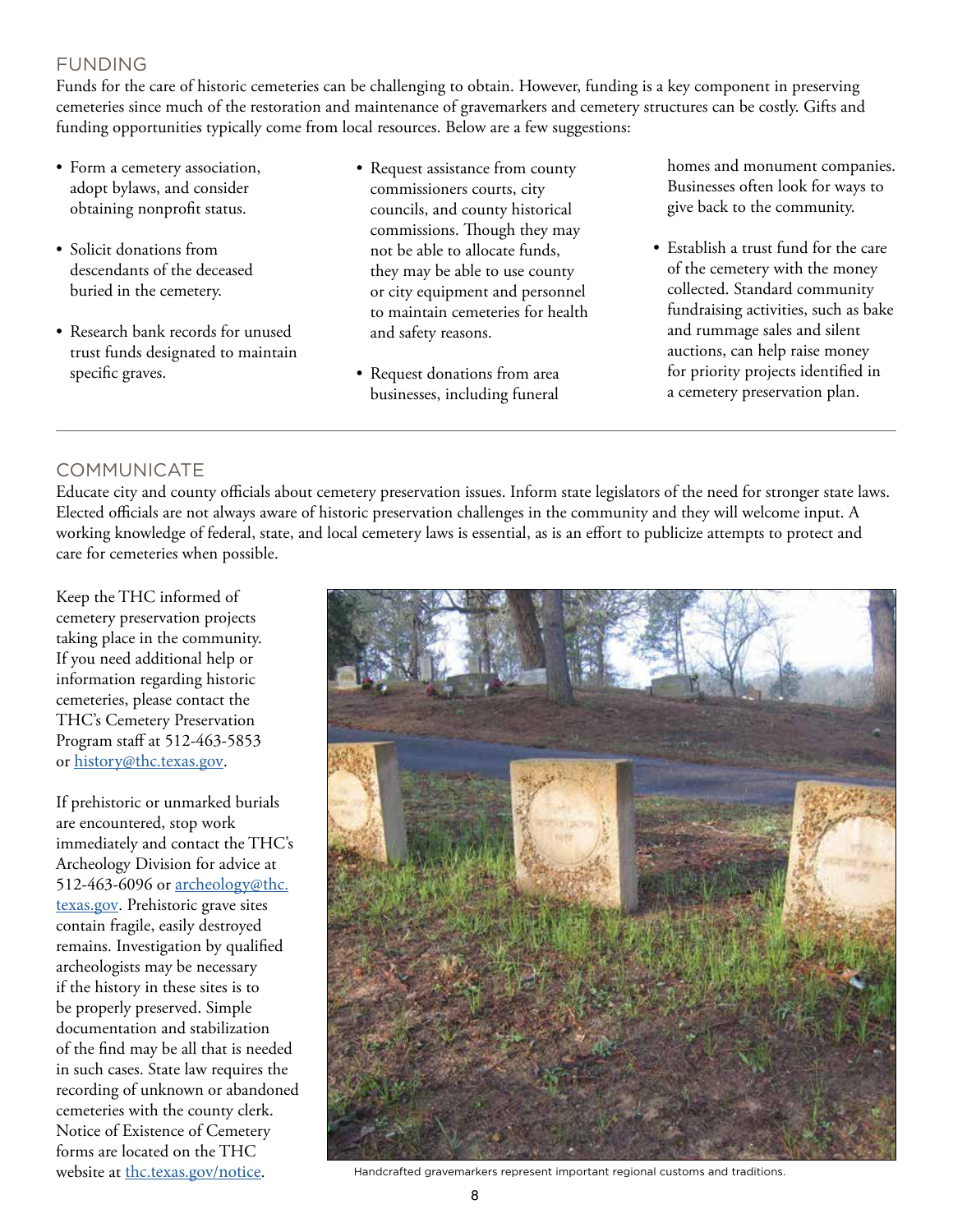## FUNDING

Funds for the care of historic cemeteries can be challenging to obtain. However, funding is a key component in preserving cemeteries since much of the restoration and maintenance of gravemarkers and cemetery structures can be costly. Gifts and funding opportunities typically come from local resources. Below are a few suggestions:

- Form a cemetery association, adopt bylaws, and consider obtaining nonprofit status.
- Solicit donations from descendants of the deceased buried in the cemetery.
- Research bank records for unused trust funds designated to maintain specific graves.
- Request assistance from county commissioners courts, city councils, and county historical commissions. Though they may not be able to allocate funds, they may be able to use county or city equipment and personnel to maintain cemeteries for health and safety reasons.
- Request donations from area businesses, including funeral homes and monument companies. Businesses often look for ways to give back to the community.
- Establish a trust fund for the care of the cemetery with the money collected. Standard community fundraising activities, such as bake and rummage sales and silent auctions, can help raise money for priority projects identified in a cemetery preservation plan.

## COMMUNICATE

Educate city and county officials about cemetery preservation issues. Inform state legislators of the need for stronger state laws. Elected officials are not always aware of historic preservation challenges in the community and they will welcome input. A working knowledge of federal, state, and local cemetery laws is essential, as is an effort to publicize attempts to protect and care for cemeteries when possible.

Keep the THC informed of cemetery preservation projects taking place in the community. If you need additional help or information regarding historic cemeteries, please contact the THC's Cemetery Preservation Program staff at 512-463-5853 or history@thc.texas.gov.

If prehistoric or unmarked burials are encountered, stop work immediately and contact the THC's Archeology Division for advice at 512-463-6096 or archeology@thc.texas.gov. Prehistoric grave sites contain fragile, easily destroyed remains. Investigation by qualified archeologists may be necessary if the history in these sites is to be properly preserved. Simple documentation and stabilization of the find may be all that is needed in such cases. State law requires the recording of unknown or abandoned cemeteries with the county clerk. Notice of Existence of Cemetery forms are located on the THC website at thc.texas.gov/notice.

Handcrafted gravemarkers represent important regional customs and traditions.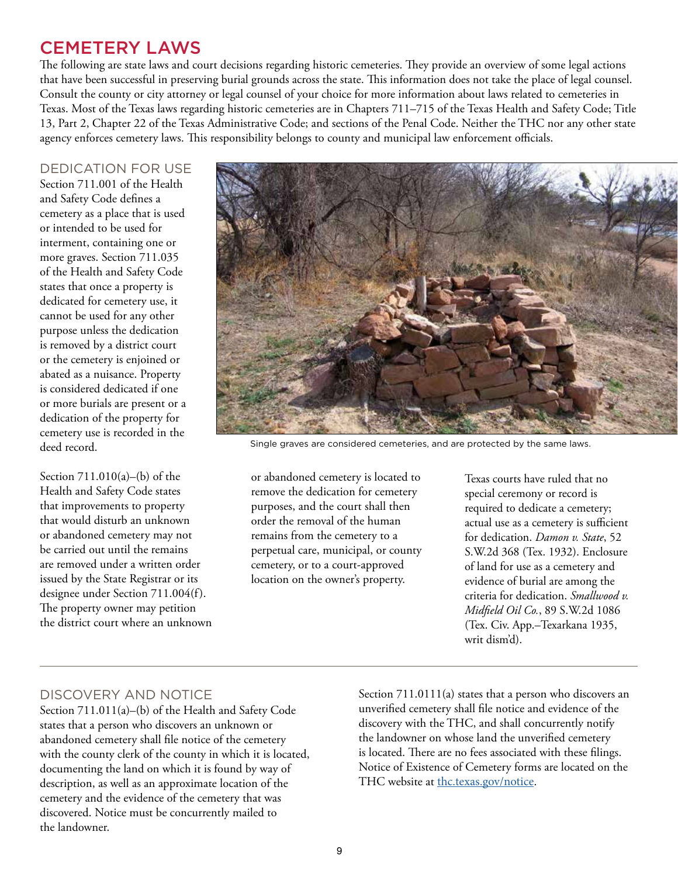# CEMETERY LAWS

The following are state laws and court decisions regarding historic cemeteries. They provide an overview of some legal actions that have been successful in preserving burial grounds across the state. This information does not take the place of legal counsel. Consult the county or city attorney or legal counsel of your choice for more information about laws related to cemeteries in Texas. Most of the Texas laws regarding historic cemeteries are in Chapters 711–715 of the Texas Health and Safety Code; Title 13, Part 2, Chapter 22 of the Texas Administrative Code; and sections of the Penal Code. Neither the THC nor any other state agency enforces cemetery laws. This responsibility belongs to county and municipal law enforcement officials.

## DEDICATION FOR USE

Section 711.001 of the Health and Safety Code defines a cemetery as a place that is used or intended to be used for interment, containing one or more graves. Section 711.035 of the Health and Safety Code states that once a property is dedicated for cemetery use, it cannot be used for any other purpose unless the dedication is removed by a district court or the cemetery is enjoined or abated as a nuisance. Property is considered dedicated if one or more burials are present or a dedication of the property for cemetery use is recorded in the deed record.

Single graves are considered cemeteries, and are protected by the same laws.

Section 711.010(a)–(b) of the Health and Safety Code states that improvements to property that would disturb an unknown or abandoned cemetery may not be carried out until the remains are removed under a written order issued by the State Registrar or its designee under Section 711.004(f). The property owner may petition the district court where an unknown or abandoned cemetery is located to remove the dedication for cemetery purposes, and the court shall then order the removal of the human remains from the cemetery to a perpetual care, municipal, or county cemetery, or to a court-approved location on the owner's property.

Texas courts have ruled that no special ceremony or record is required to dedicate a cemetery; actual use as a cemetery is sufficient for dedication. *Damon v. State*, 52 S.W.2d 368 (Tex. 1932). Enclosure of land for use as a cemetery and evidence of burial are among the criteria for dedication. *Smallwood v. Midfield Oil Co.*, 89 S.W.2d 1086 (Tex. Civ. App.–Texarkana 1935, writ dism'd).

## DISCOVERY AND NOTICE

Section 711.011(a)–(b) of the Health and Safety Code states that a person who discovers an unknown or abandoned cemetery shall file notice of the cemetery with the county clerk of the county in which it is located, documenting the land on which it is found by way of description, as well as an approximate location of the cemetery and the evidence of the cemetery that was discovered. Notice must be concurrently mailed to the landowner.

Section 711.0111(a) states that a person who discovers an unverified cemetery shall file notice and evidence of the discovery with the THC, and shall concurrently notify the landowner on whose land the unverified cemetery is located. There are no fees associated with these filings. Notice of Existence of Cemetery forms are located on the THC website at thc.texas.gov/notice.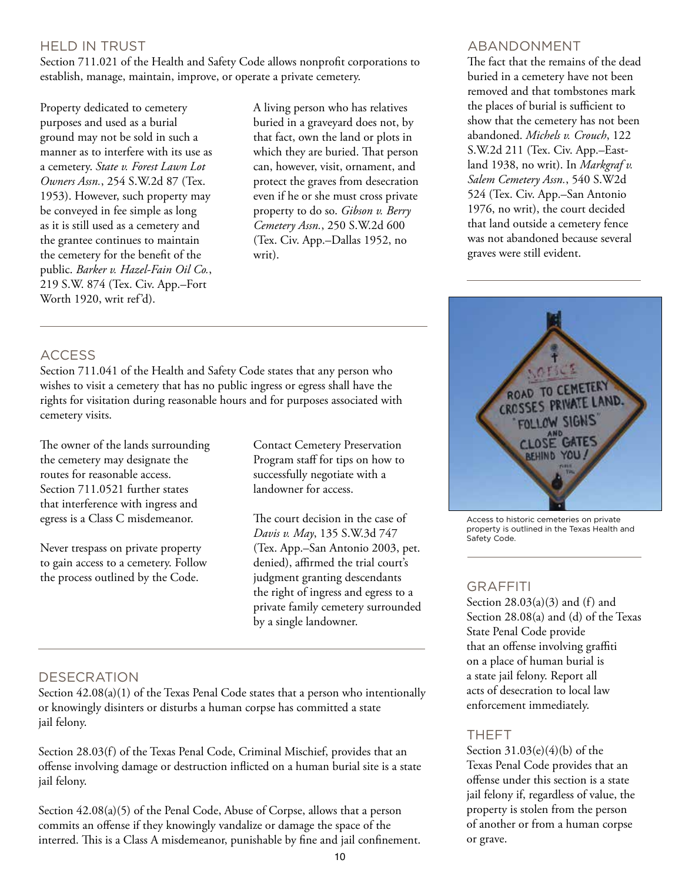## HELD IN TRUST

Section 711.021 of the Health and Safety Code allows nonprofit corporations to establish, manage, maintain, improve, or operate a private cemetery.

Property dedicated to cemetery purposes and used as a burial ground may not be sold in such a manner as to interfere with its use as a cemetery. *State v. Forest Lawn Lot Owners Assn.*, 254 S.W.2d 87 (Tex. 1953). However, such property may be conveyed in fee simple as long as it is still used as a cemetery and the grantee continues to maintain the cemetery for the benefit of the public. *Barker v. Hazel-Fain Oil Co.*, 219 S.W. 874 (Tex. Civ. App.–Fort Worth 1920, writ ref'd).

A living person who has relatives buried in a graveyard does not, by that fact, own the land or plots in which they are buried. That person can, however, visit, ornament, and protect the graves from desecration even if he or she must cross private property to do so. *Gibson v. Berry Cemetery Assn.*, 250 S.W.2d 600 (Tex. Civ. App.–Dallas 1952, no writ).

## ACCESS

Section 711.041 of the Health and Safety Code states that any person who wishes to visit a cemetery that has no public ingress or egress shall have the rights for visitation during reasonable hours and for purposes associated with cemetery visits.

The owner of the lands surrounding the cemetery may designate the routes for reasonable access. Section 711.0521 further states that interference with ingress and egress is a Class C misdemeanor.

Never trespass on private property to gain access to a cemetery. Follow the process outlined by the Code.

Contact Cemetery Preservation Program staff for tips on how to successfully negotiate with a landowner for access.

The court decision in the case of *Davis v. May*, 135 S.W.3d 747 (Tex. App.–San Antonio 2003, pet. denied), affirmed the trial court's judgment granting descendants the right of ingress and egress to a private family cemetery surrounded by a single landowner.

## DESECRATION

Section 42.08(a)(1) of the Texas Penal Code states that a person who intentionally or knowingly disinters or disturbs a human corpse has committed a state jail felony.

Section 28.03(f) of the Texas Penal Code, Criminal Mischief, provides that an offense involving damage or destruction inflicted on a human burial site is a state jail felony.

Section 42.08(a)(5) of the Penal Code, Abuse of Corpse, allows that a person commits an offense if they knowingly vandalize or damage the space of the interred. This is a Class A misdemeanor, punishable by fine and jail confinement.

## ABANDONMENT

The fact that the remains of the dead buried in a cemetery have not been removed and that tombstones mark the places of burial is sufficient to show that the cemetery has not been abandoned. *Michels v. Crouch*, 122 S.W.2d 211 (Tex. Civ. App.–Eastland 1938, no writ). In *Markgraf v. Salem Cemetery Assn.*, 540 S.W2d 524 (Tex. Civ. App.–San Antonio 1976, no writ), the court decided that land outside a cemetery fence was not abandoned because several graves were still evident.

Access to historic cemeteries on private property is outlined in the Texas Health and Safety Code.

## GRAFFITI

Section 28.03(a)(3) and (f) and Section 28.08(a) and (d) of the Texas State Penal Code provide that an offense involving graffiti on a place of human burial is a state jail felony. Report all acts of desecration to local law enforcement immediately.

## THEFT

Section 31.03(e)(4)(b) of the Texas Penal Code provides that an offense under this section is a state jail felony if, regardless of value, the property is stolen from the person of another or from a human corpse or grave.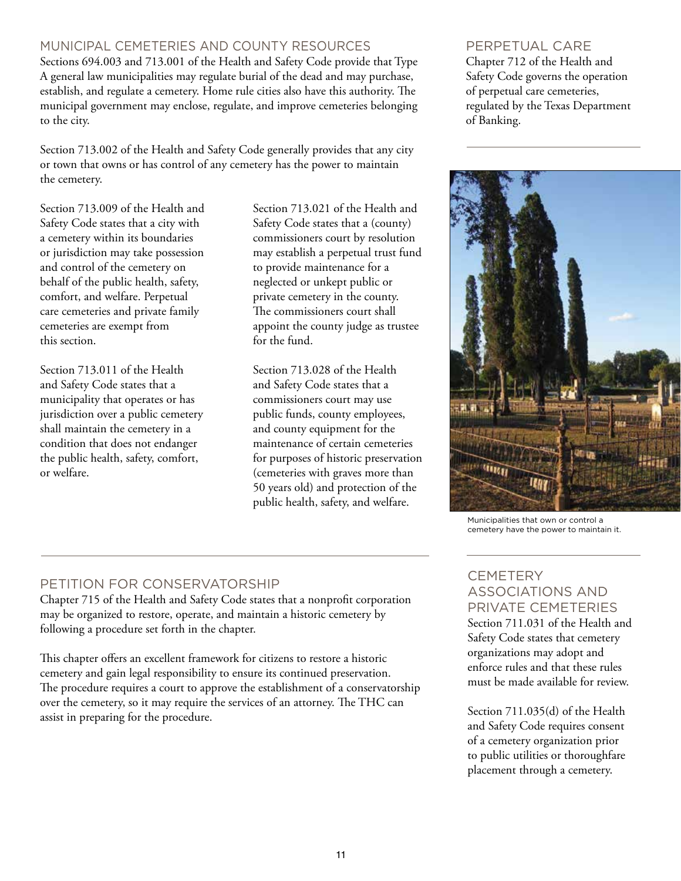## MUNICIPAL CEMETERIES AND COUNTY RESOURCES

Sections 694.003 and 713.001 of the Health and Safety Code provide that Type A general law municipalities may regulate burial of the dead and may purchase, establish, and regulate a cemetery. Home rule cities also have this authority. The municipal government may enclose, regulate, and improve cemeteries belonging to the city.

Section 713.002 of the Health and Safety Code generally provides that any city or town that owns or has control of any cemetery has the power to maintain the cemetery.

Section 713.009 of the Health and Safety Code states that a city with a cemetery within its boundaries or jurisdiction may take possession and control of the cemetery on behalf of the public health, safety, comfort, and welfare. Perpetual care cemeteries and private family cemeteries are exempt from this section.

Section 713.011 of the Health and Safety Code states that a municipality that operates or has jurisdiction over a public cemetery shall maintain the cemetery in a condition that does not endanger the public health, safety, comfort, or welfare.

Section 713.021 of the Health and Safety Code states that a (county) commissioners court by resolution may establish a perpetual trust fund to provide maintenance for a neglected or unkept public or private cemetery in the county. The commissioners court shall appoint the county judge as trustee for the fund.

Section 713.028 of the Health and Safety Code states that a commissioners court may use public funds, county employees, and county equipment for the maintenance of certain cemeteries for purposes of historic preservation (cemeteries with graves more than 50 years old) and protection of the public health, safety, and welfare.

## PETITION FOR CONSERVATORSHIP

Chapter 715 of the Health and Safety Code states that a nonprofit corporation may be organized to restore, operate, and maintain a historic cemetery by following a procedure set forth in the chapter.

This chapter offers an excellent framework for citizens to restore a historic cemetery and gain legal responsibility to ensure its continued preservation. The procedure requires a court to approve the establishment of a conservatorship over the cemetery, so it may require the services of an attorney. The THC can assist in preparing for the procedure.

## PERPETUAL CARE

Chapter 712 of the Health and Safety Code governs the operation of perpetual care cemeteries, regulated by the Texas Department of Banking.

Municipalities that own or control a cemetery have the power to maintain it.

## CEMETERY ASSOCIATIONS AND PRIVATE CEMETERIES

Section 711.031 of the Health and Safety Code states that cemetery organizations may adopt and enforce rules and that these rules must be made available for review.

Section 711.035(d) of the Health and Safety Code requires consent of a cemetery organization prior to public utilities or thoroughfare placement through a cemetery.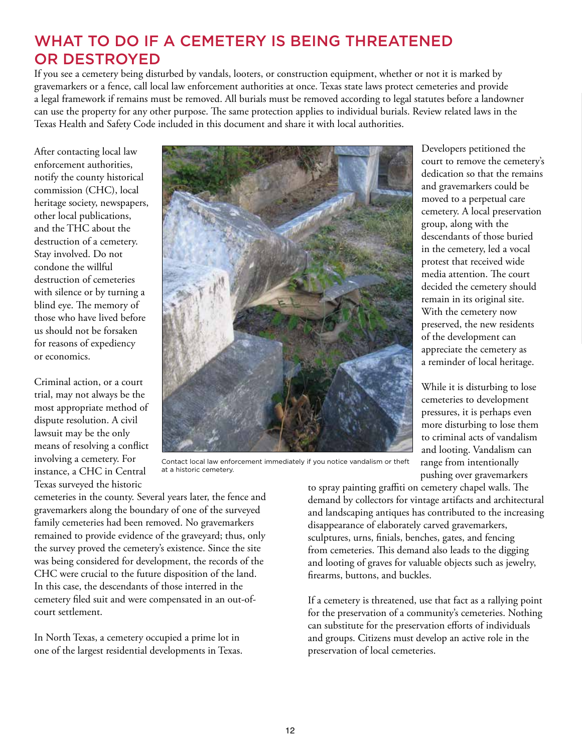# WHAT TO DO IF A CEMETERY IS BEING THREATENED OR DESTROYED

If you see a cemetery being disturbed by vandals, looters, or construction equipment, whether or not it is marked by gravemarkers or a fence, call local law enforcement authorities at once. Texas state laws protect cemeteries and provide a legal framework if remains must be removed. All burials must be removed according to legal statutes before a landowner can use the property for any other purpose. The same protection applies to individual burials. Review related laws in the Texas Health and Safety Code included in this document and share it with local authorities.

After contacting local law enforcement authorities, notify the county historical commission (CHC), local heritage society, newspapers, other local publications, and the THC about the destruction of a cemetery. Stay involved. Do not condone the willful destruction of cemeteries with silence or by turning a blind eye. The memory of those who have lived before us should not be forsaken for reasons of expediency or economics.

Criminal action, or a court trial, may not always be the most appropriate method of dispute resolution. A civil lawsuit may be the only means of resolving a conflict involving a cemetery. For instance, a CHC in Central Texas surveyed the historic cemeteries in the county. Several years later, the fence and gravemarkers along the boundary of one of the surveyed family cemeteries had been removed. No gravemarkers remained to provide evidence of the graveyard; thus, only the survey proved the cemetery's existence. Since the site was being considered for development, the records of the CHC were crucial to the future disposition of the land. In this case, the descendants of those interred in the cemetery filed suit and were compensated in an out-of-court settlement.

In North Texas, a cemetery occupied a prime lot in one of the largest residential developments in Texas. Developers petitioned the court to remove the cemetery's dedication so that the remains and gravemarkers could be moved to a perpetual care cemetery. A local preservation group, along with the descendants of those buried in the cemetery, led a vocal protest that received wide media attention. The court decided the cemetery should remain in its original site. With the cemetery now preserved, the new residents of the development can appreciate the cemetery as a reminder of local heritage.

Contact local law enforcement immediately if you notice vandalism or theft at a historic cemetery.

While it is disturbing to lose cemeteries to development pressures, it is perhaps even more disturbing to lose them to criminal acts of vandalism and looting. Vandalism can range from intentionally pushing over gravemarkers to spray painting graffiti on cemetery chapel walls. The demand by collectors for vintage artifacts and architectural and landscaping antiques has contributed to the increasing disappearance of elaborately carved gravemarkers, sculptures, urns, finials, benches, gates, and fencing from cemeteries. This demand also leads to the digging and looting of graves for valuable objects such as jewelry, firearms, buttons, and buckles.

If a cemetery is threatened, use that fact as a rallying point for the preservation of a community's cemeteries. Nothing can substitute for the preservation efforts of individuals and groups. Citizens must develop an active role in the preservation of local cemeteries.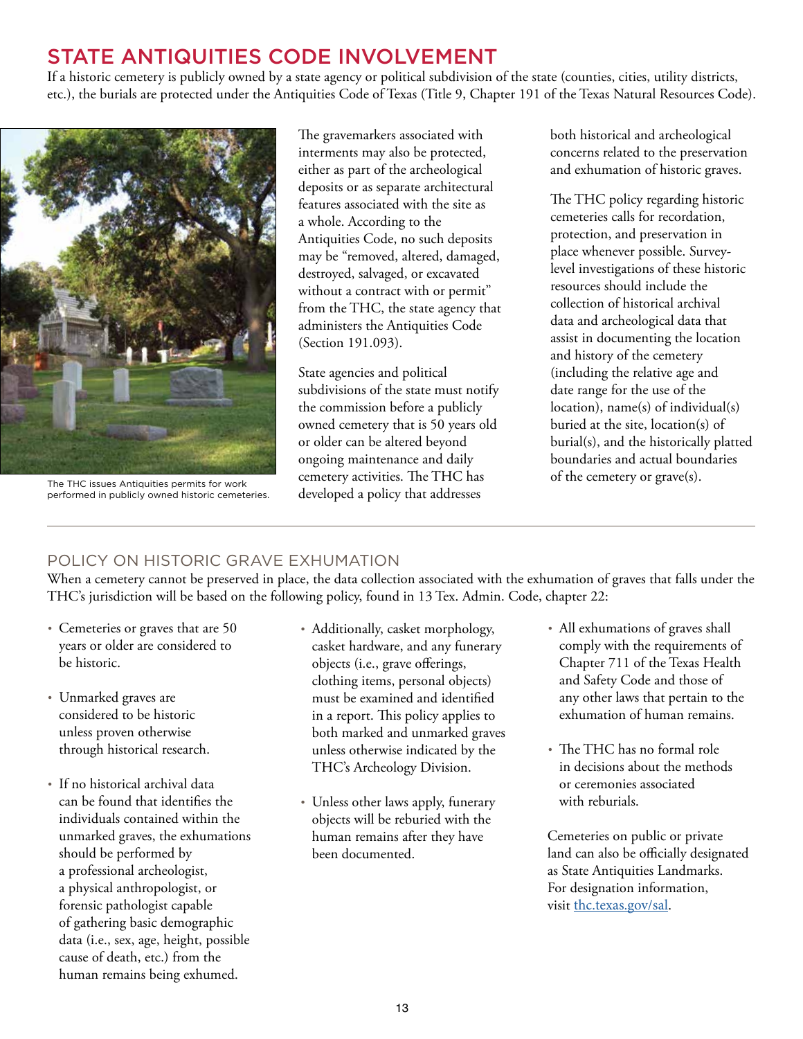# STATE ANTIQUITIES CODE INVOLVEMENT

If a historic cemetery is publicly owned by a state agency or political subdivision of the state (counties, cities, utility districts, etc.), the burials are protected under the Antiquities Code of Texas (Title 9, Chapter 191 of the Texas Natural Resources Code).

The THC issues Antiquities permits for work performed in publicly owned historic cemeteries.

The gravemarkers associated with interments may also be protected, either as part of the archeological deposits or as separate architectural features associated with the site as a whole. According to the Antiquities Code, no such deposits may be "removed, altered, damaged, destroyed, salvaged, or excavated without a contract with or permit" from the THC, the state agency that administers the Antiquities Code (Section 191.093).

State agencies and political subdivisions of the state must notify the commission before a publicly owned cemetery that is 50 years old or older can be altered beyond ongoing maintenance and daily cemetery activities. The THC has developed a policy that addresses both historical and archeological concerns related to the preservation and exhumation of historic graves.

The THC policy regarding historic cemeteries calls for recordation, protection, and preservation in place whenever possible. Survey-level investigations of these historic resources should include the collection of historical archival data and archeological data that assist in documenting the location and history of the cemetery (including the relative age and date range for the use of the location), name(s) of individual(s) buried at the site, location(s) of burial(s), and the historically platted boundaries and actual boundaries of the cemetery or grave(s).

## POLICY ON HISTORIC GRAVE EXHUMATION

When a cemetery cannot be preserved in place, the data collection associated with the exhumation of graves that falls under the THC's jurisdiction will be based on the following policy, found in 13 Tex. Admin. Code, chapter 22:

- Cemeteries or graves that are 50 years or older are considered to be historic.
- Unmarked graves are considered to be historic unless proven otherwise through historical research.
- If no historical archival data can be found that identifies the individuals contained within the unmarked graves, the exhumations should be performed by a professional archeologist, a physical anthropologist, or forensic pathologist capable of gathering basic demographic data (i.e., sex, age, height, possible cause of death, etc.) from the human remains being exhumed.
- Additionally, casket morphology, casket hardware, and any funerary objects (i.e., grave offerings, clothing items, personal objects) must be examined and identified in a report. This policy applies to both marked and unmarked graves unless otherwise indicated by the THC's Archeology Division.
- Unless other laws apply, funerary objects will be reburied with the human remains after they have been documented.
- All exhumations of graves shall comply with the requirements of Chapter 711 of the Texas Health and Safety Code and those of any other laws that pertain to the exhumation of human remains.
- The THC has no formal role in decisions about the methods or ceremonies associated with reburials.

Cemeteries on public or private land can also be officially designated as State Antiquities Landmarks. For designation information, visit thc.texas.gov/sal.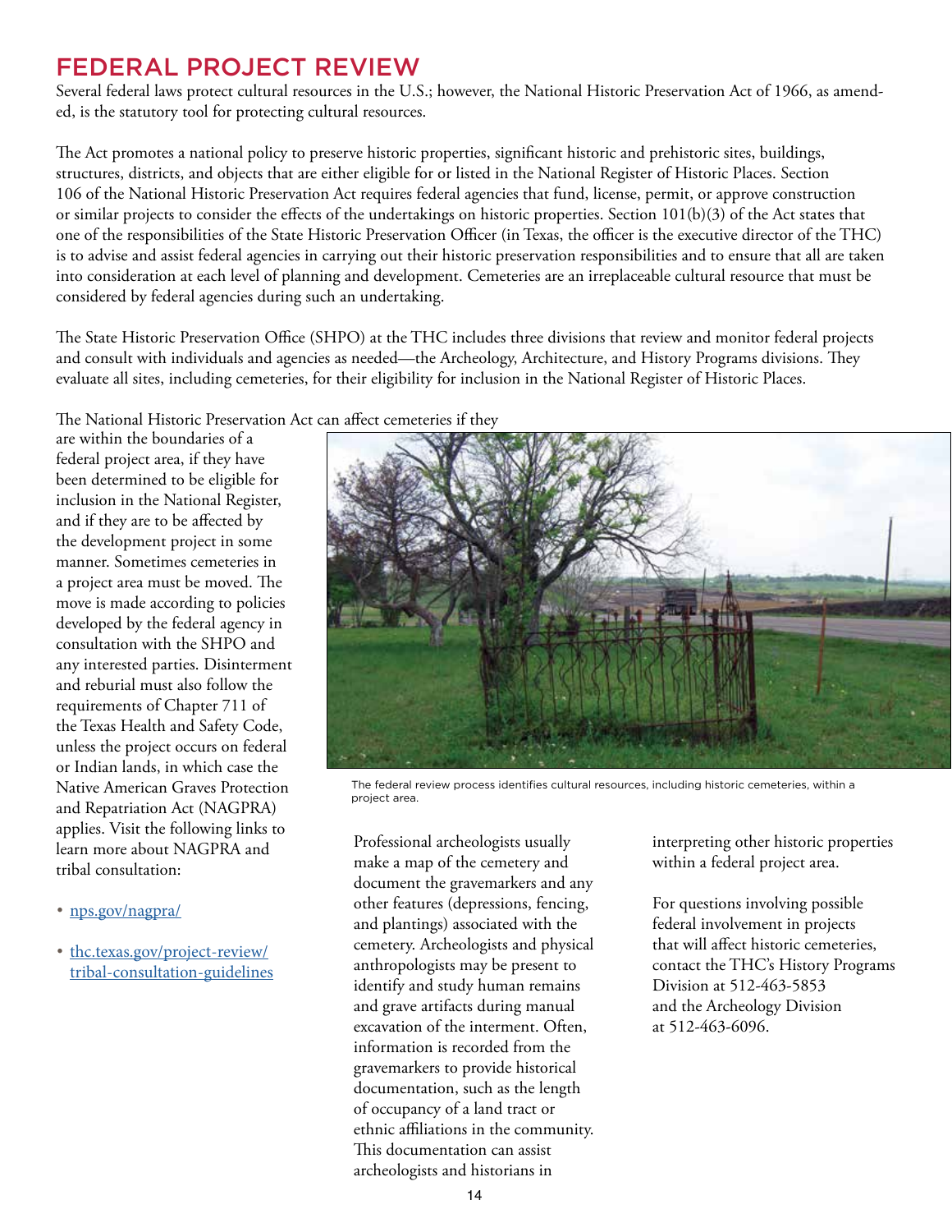# FEDERAL PROJECT REVIEW

Several federal laws protect cultural resources in the U.S.; however, the National Historic Preservation Act of 1966, as amended, is the statutory tool for protecting cultural resources.

The Act promotes a national policy to preserve historic properties, significant historic and prehistoric sites, buildings, structures, districts, and objects that are either eligible for or listed in the National Register of Historic Places. Section 106 of the National Historic Preservation Act requires federal agencies that fund, license, permit, or approve construction or similar projects to consider the effects of the undertakings on historic properties. Section 101(b)(3) of the Act states that one of the responsibilities of the State Historic Preservation Officer (in Texas, the officer is the executive director of the THC) is to advise and assist federal agencies in carrying out their historic preservation responsibilities and to ensure that all are taken into consideration at each level of planning and development. Cemeteries are an irreplaceable cultural resource that must be considered by federal agencies during such an undertaking.

The State Historic Preservation Office (SHPO) at the THC includes three divisions that review and monitor federal projects and consult with individuals and agencies as needed—the Archeology, Architecture, and History Programs divisions. They evaluate all sites, including cemeteries, for their eligibility for inclusion in the National Register of Historic Places.

The National Historic Preservation Act can affect cemeteries if they are within the boundaries of a federal project area, if they have been determined to be eligible for inclusion in the National Register, and if they are to be affected by the development project in some manner. Sometimes cemeteries in a project area must be moved. The move is made according to policies developed by the federal agency in consultation with the SHPO and any interested parties. Disinterment and reburial must also follow the requirements of Chapter 711 of the Texas Health and Safety Code, unless the project occurs on federal or Indian lands, in which case the Native American Graves Protection and Repatriation Act (NAGPRA) applies. Visit the following links to learn more about NAGPRA and tribal consultation:

- nps.gov/nagpra/
- thc.texas.gov/project-review/tribal-consultation-guidelines

The federal review process identifies cultural resources, including historic cemeteries, within a project area.

Professional archeologists usually make a map of the cemetery and document the gravemarkers and any other features (depressions, fencing, and plantings) associated with the cemetery. Archeologists and physical anthropologists may be present to identify and study human remains and grave artifacts during manual excavation of the interment. Often, information is recorded from the gravemarkers to provide historical documentation, such as the length of occupancy of a land tract or ethnic affiliations in the community. This documentation can assist archeologists and historians in interpreting other historic properties within a federal project area.

For questions involving possible federal involvement in projects that will affect historic cemeteries, contact the THC's History Programs Division at 512-463-5853 and the Archeology Division at 512-463-6096.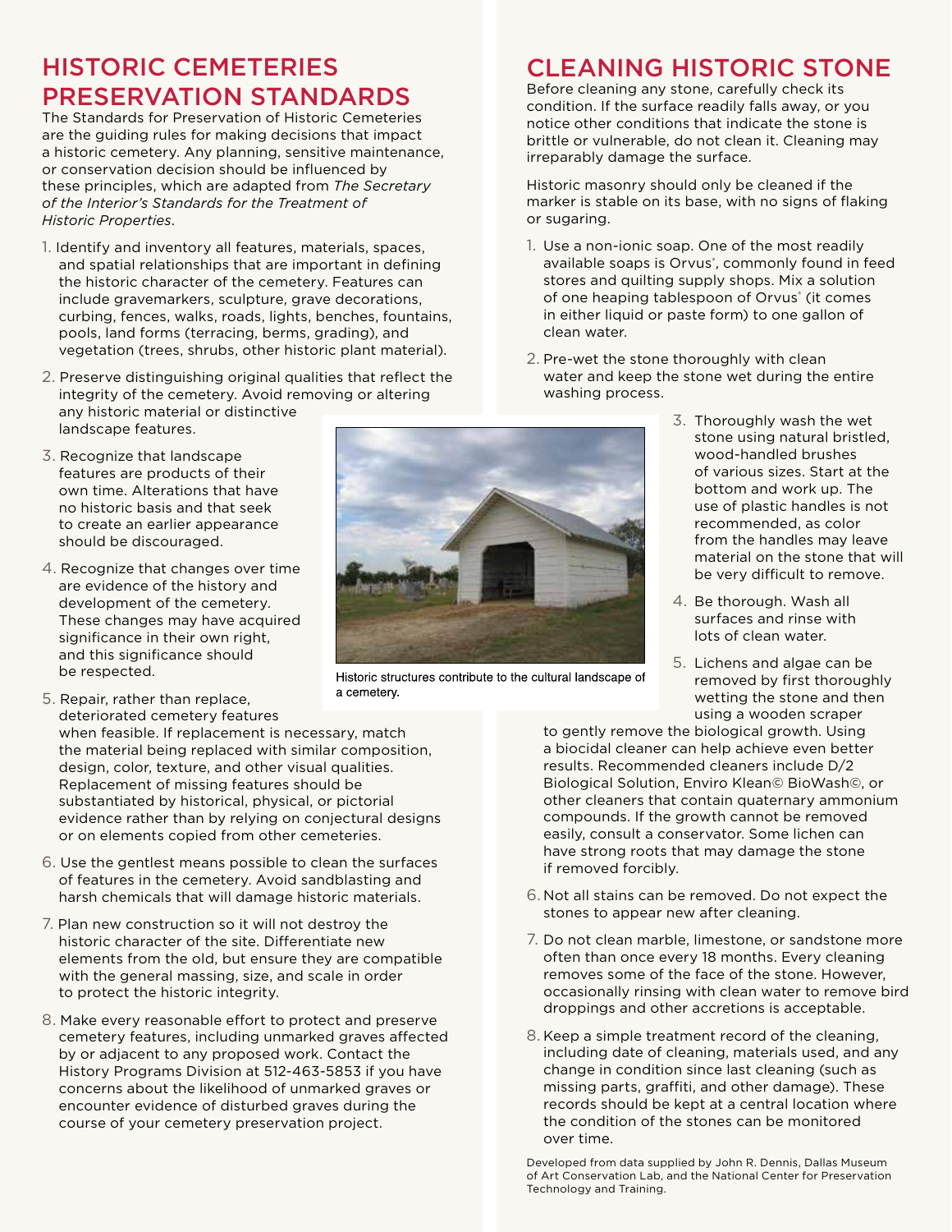## HISTORIC CEMETERIES PRESERVATION STANDARDS

The Standards for Preservation of Historic Cemeteries are the guiding rules for making decisions that impact a historic cemetery. Any planning, sensitive maintenance, or conservation decision should be influenced by these principles, which are adapted from *The Secretary of the Interior's Standards for the Treatment of Historic Properties*.

1. Identify and inventory all features, materials, spaces, and spatial relationships that are important in defining the historic character of the cemetery. Features can include gravemarkers, sculpture, grave decorations, curbing, fences, walks, roads, lights, benches, fountains, pools, land forms (terracing, berms, grading), and vegetation (trees, shrubs, other historic plant material).
2. Preserve distinguishing original qualities that reflect the integrity of the cemetery. Avoid removing or altering any historic material or distinctive landscape features.
3. Recognize that landscape features are products of their own time. Alterations that have no historic basis and that seek to create an earlier appearance should be discouraged.
4. Recognize that changes over time are evidence of the history and development of the cemetery. These changes may have acquired significance in their own right, and this significance should be respected.
5. Repair, rather than replace, deteriorated cemetery features when feasible. If replacement is necessary, match the material being replaced with similar composition, design, color, texture, and other visual qualities. Replacement of missing features should be substantiated by historical, physical, or pictorial evidence rather than by relying on conjectural designs or on elements copied from other cemeteries.
6. Use the gentlest means possible to clean the surfaces of features in the cemetery. Avoid sandblasting and harsh chemicals that will damage historic materials.
7. Plan new construction so it will not destroy the historic character of the site. Differentiate new elements from the old, but ensure they are compatible with the general massing, size, and scale in order to protect the historic integrity.
8. Make every reasonable effort to protect and preserve cemetery features, including unmarked graves affected by or adjacent to any proposed work. Contact the History Programs Division at 512-463-5853 if you have concerns about the likelihood of unmarked graves or encounter evidence of disturbed graves during the course of your cemetery preservation project.

Historic structures contribute to the cultural landscape of a cemetery.

## CLEANING HISTORIC STONE

Before cleaning any stone, carefully check its condition. If the surface readily falls away, or you notice other conditions that indicate the stone is brittle or vulnerable, do not clean it. Cleaning may irreparably damage the surface.

Historic masonry should only be cleaned if the marker is stable on its base, with no signs of flaking or sugaring.

1. Use a non-ionic soap. One of the most readily available soaps is Orvus®, commonly found in feed stores and quilting supply shops. Mix a solution of one heaping tablespoon of Orvus® (it comes in either liquid or paste form) to one gallon of clean water.
2. Pre-wet the stone thoroughly with clean water and keep the stone wet during the entire washing process.
3. Thoroughly wash the wet stone using natural bristled, wood-handled brushes of various sizes. Start at the bottom and work up. The use of plastic handles is not recommended, as color from the handles may leave material on the stone that will be very difficult to remove.
4. Be thorough. Wash all surfaces and rinse with lots of clean water.
5. Lichens and algae can be removed by first thoroughly wetting the stone and then using a wooden scraper to gently remove the biological growth. Using a biocidal cleaner can help achieve even better results. Recommended cleaners include D/2 Biological Solution, Enviro Klean© BioWash©, or other cleaners that contain quaternary ammonium compounds. If the growth cannot be removed easily, consult a conservator. Some lichen can have strong roots that may damage the stone if removed forcibly.
6. Not all stains can be removed. Do not expect the stones to appear new after cleaning.
7. Do not clean marble, limestone, or sandstone more often than once every 18 months. Every cleaning removes some of the face of the stone. However, occasionally rinsing with clean water to remove bird droppings and other accretions is acceptable.
8. Keep a simple treatment record of the cleaning, including date of cleaning, materials used, and any change in condition since last cleaning (such as missing parts, graffiti, and other damage). These records should be kept at a central location where the condition of the stones can be monitored over time.

Developed from data supplied by John R. Dennis, Dallas Museum of Art Conservation Lab, and the National Center for Preservation Technology and Training.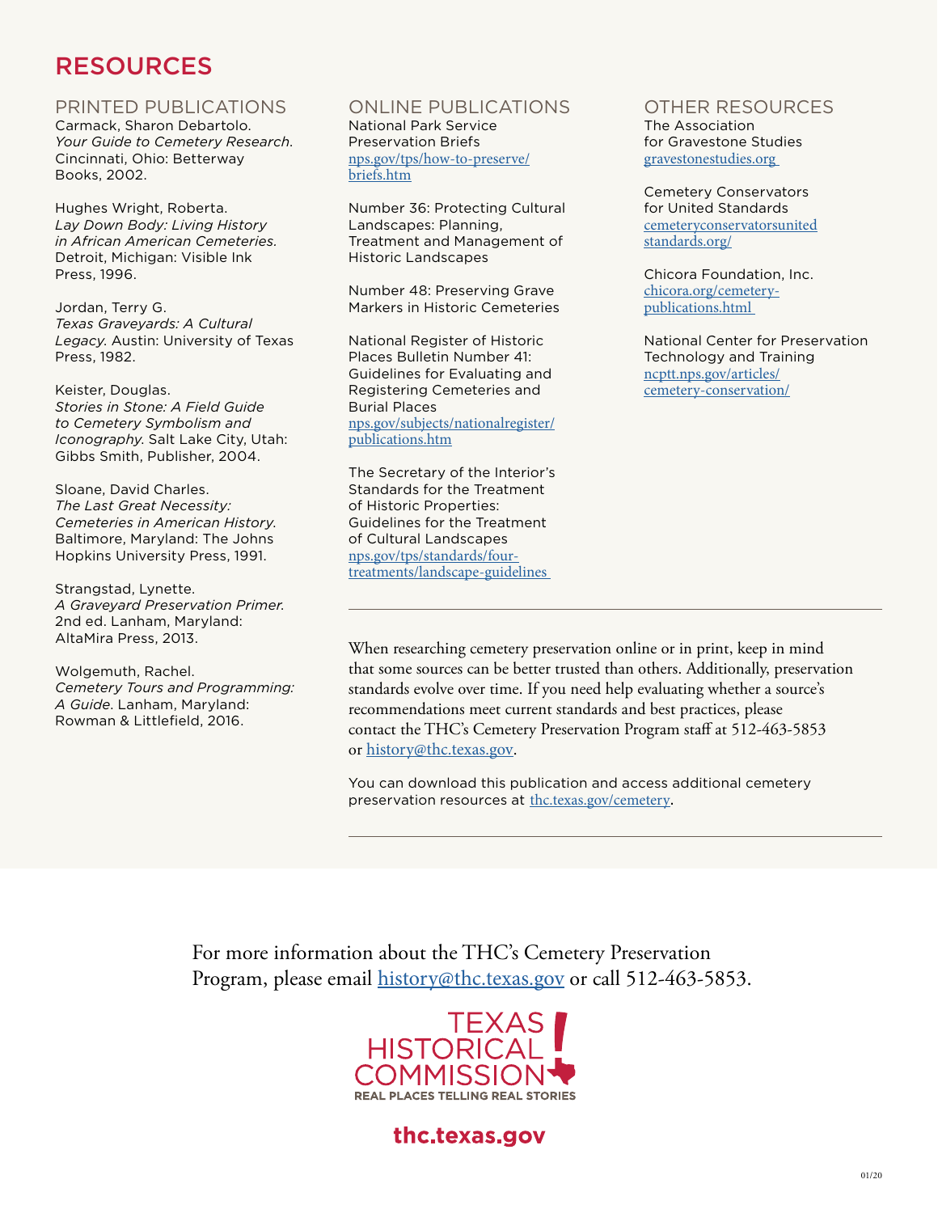# RESOURCES

## PRINTED PUBLICATIONS

Carmack, Sharon Debartolo. *Your Guide to Cemetery Research*. Cincinnati, Ohio: Betterway Books, 2002.

Hughes Wright, Roberta. *Lay Down Body: Living History in African American Cemeteries.* Detroit, Michigan: Visible Ink Press, 1996.

Jordan, Terry G. *Texas Graveyards: A Cultural Legacy*. Austin: University of Texas Press, 1982.

Keister, Douglas. *Stories in Stone: A Field Guide to Cemetery Symbolism and Iconography*. Salt Lake City, Utah: Gibbs Smith, Publisher, 2004.

Sloane, David Charles. *The Last Great Necessity: Cemeteries in American History*. Baltimore, Maryland: The Johns Hopkins University Press, 1991.

Strangstad, Lynette. *A Graveyard Preservation Primer*. 2nd ed. Lanham, Maryland: AltaMira Press, 2013.

Wolgemuth, Rachel. *Cemetery Tours and Programming: A Guide*. Lanham, Maryland: Rowman & Littlefield, 2016.

## ONLINE PUBLICATIONS

National Park Service Preservation Briefs
nps.gov/tps/how-to-preserve/briefs.htm

Number 36: Protecting Cultural Landscapes: Planning, Treatment and Management of Historic Landscapes

Number 48: Preserving Grave Markers in Historic Cemeteries

National Register of Historic Places Bulletin Number 41: Guidelines for Evaluating and Registering Cemeteries and Burial Places
nps.gov/subjects/nationalregister/publications.htm

The Secretary of the Interior's Standards for the Treatment of Historic Properties: Guidelines for the Treatment of Cultural Landscapes
nps.gov/tps/standards/four-treatments/landscape-guidelines

## OTHER RESOURCES

The Association for Gravestone Studies
gravestonestudies.org

Cemetery Conservators for United Standards
cemeteryconservatorsunitedstandards.org/

Chicora Foundation, Inc.
chicora.org/cemetery-publications.html

National Center for Preservation Technology and Training
ncptt.nps.gov/articles/cemetery-conservation/

---

When researching cemetery preservation online or in print, keep in mind that some sources can be better trusted than others. Additionally, preservation standards evolve over time. If you need help evaluating whether a source's recommendations meet current standards and best practices, please contact the THC's Cemetery Preservation Program staff at 512-463-5853 or history@thc.texas.gov.

You can download this publication and access additional cemetery preservation resources at thc.texas.gov/cemetery.

---

For more information about the THC's Cemetery Preservation Program, please email history@thc.texas.gov or call 512-463-5853.

TEXAS HISTORICAL COMMISSION
REAL PLACES TELLING REAL STORIES

thc.texas.gov

01/20